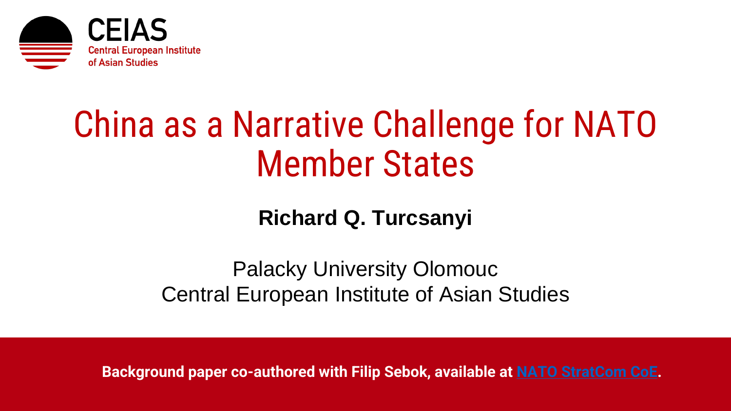CEIAS
Central European Institute of Asian Studies

# China as a Narrative Challenge for NATO Member States

**Richard Q. Turcsanyi**

Palacky University Olomouc
Central European Institute of Asian Studies

**Background paper co-authored with Filip Sebok, available at NATO StratCom CoE.**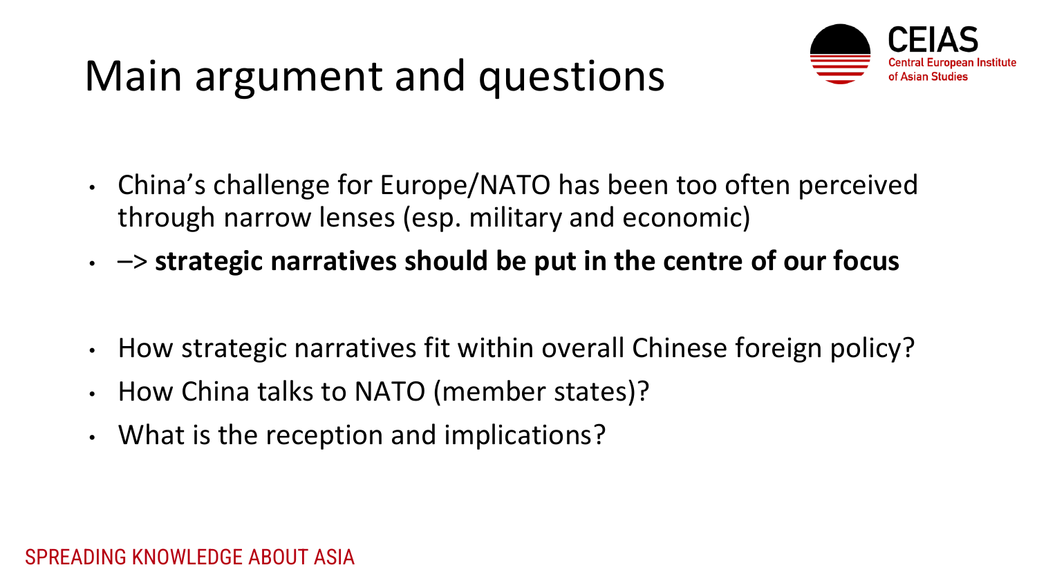# Main argument and questions

- China's challenge for Europe/NATO has been too often perceived through narrow lenses (esp. military and economic)
- –> **strategic narratives should be put in the centre of our focus**

- How strategic narratives fit within overall Chinese foreign policy?
- How China talks to NATO (member states)?
- What is the reception and implications?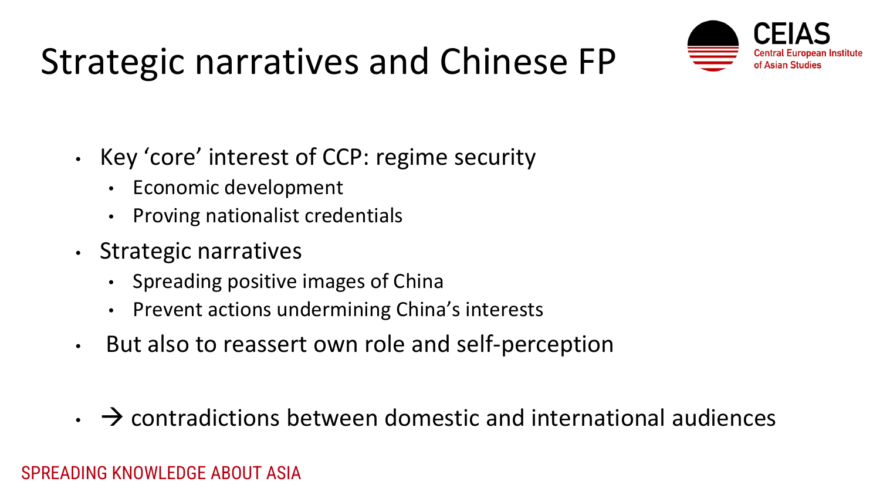# Strategic narratives and Chinese FP

- Key 'core' interest of CCP: regime security
  - Economic development
  - Proving nationalist credentials
- Strategic narratives
  - Spreading positive images of China
  - Prevent actions undermining China's interests
- But also to reassert own role and self-perception

- → contradictions between domestic and international audiences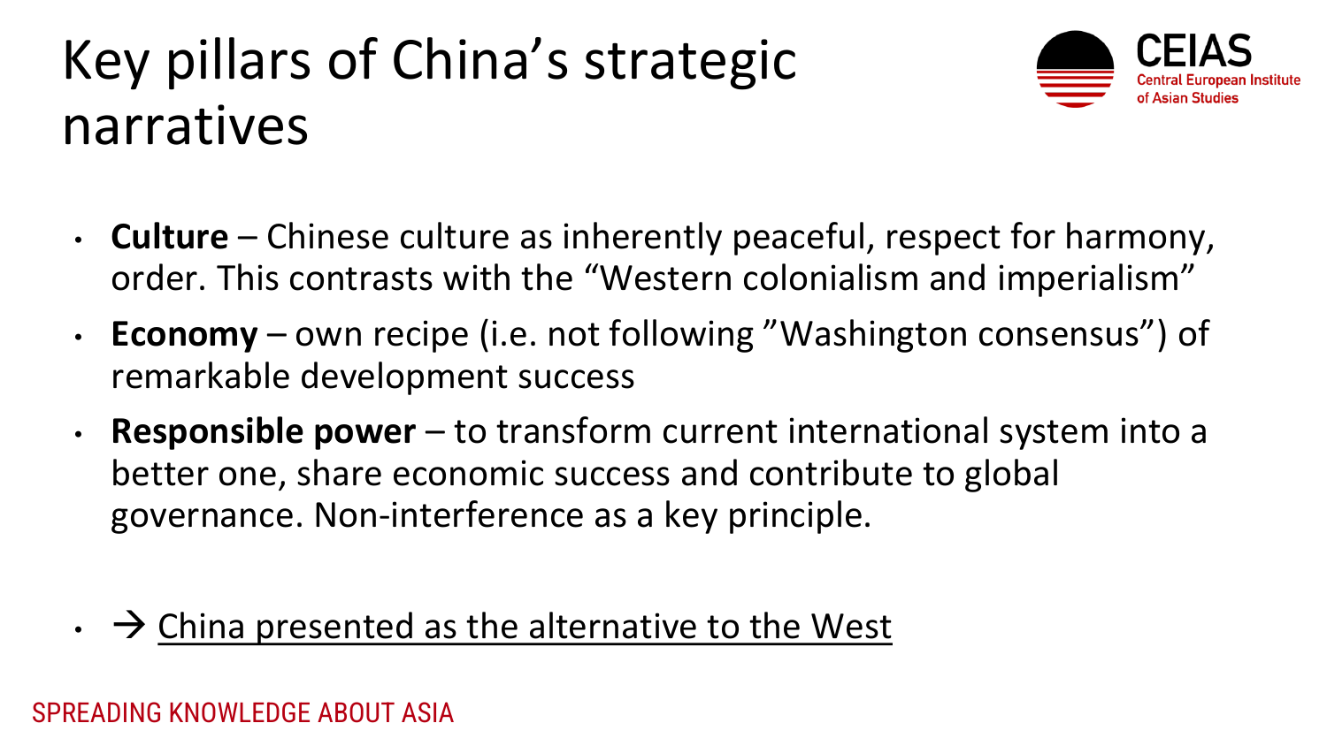# Key pillars of China's strategic narratives

- **Culture** – Chinese culture as inherently peaceful, respect for harmony, order. This contrasts with the "Western colonialism and imperialism"
- **Economy** – own recipe (i.e. not following "Washington consensus") of remarkable development success
- **Responsible power** – to transform current international system into a better one, share economic success and contribute to global governance. Non-interference as a key principle.

- → <u>China presented as the alternative to the West</u>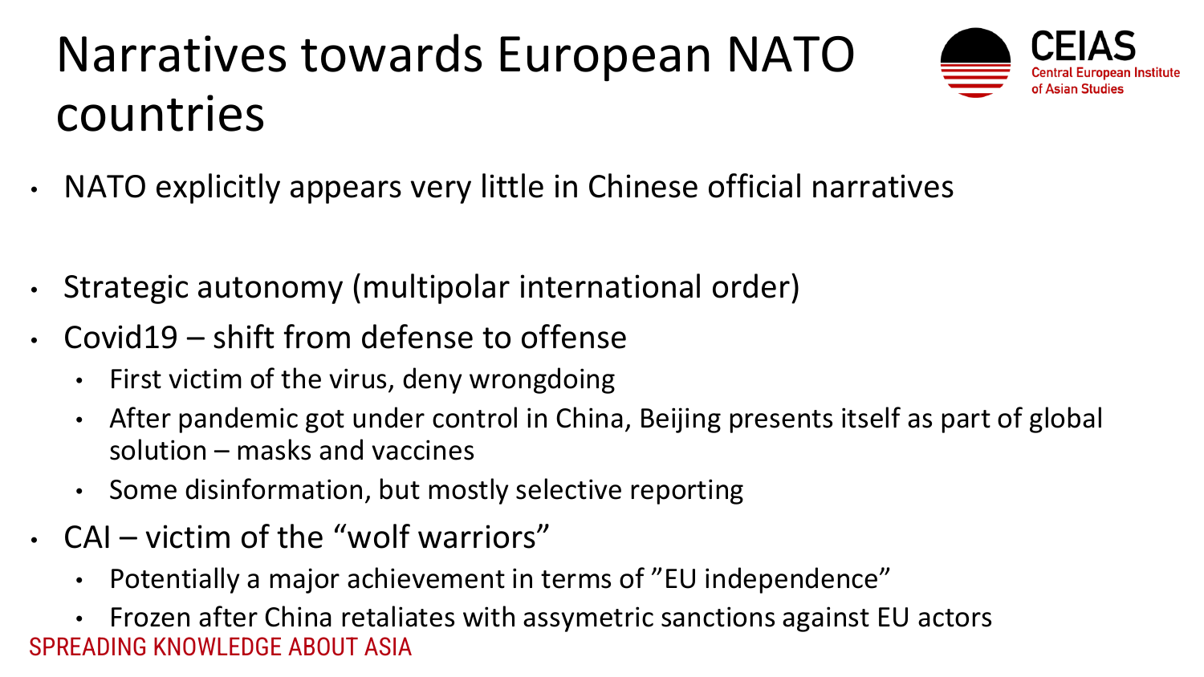# Narratives towards European NATO countries

- NATO explicitly appears very little in Chinese official narratives
- Strategic autonomy (multipolar international order)
- Covid19 – shift from defense to offense
  - First victim of the virus, deny wrongdoing
  - After pandemic got under control in China, Beijing presents itself as part of global solution – masks and vaccines
  - Some disinformation, but mostly selective reporting
- CAI – victim of the "wolf warriors"
  - Potentially a major achievement in terms of "EU independence"
  - Frozen after China retaliates with assymetric sanctions against EU actors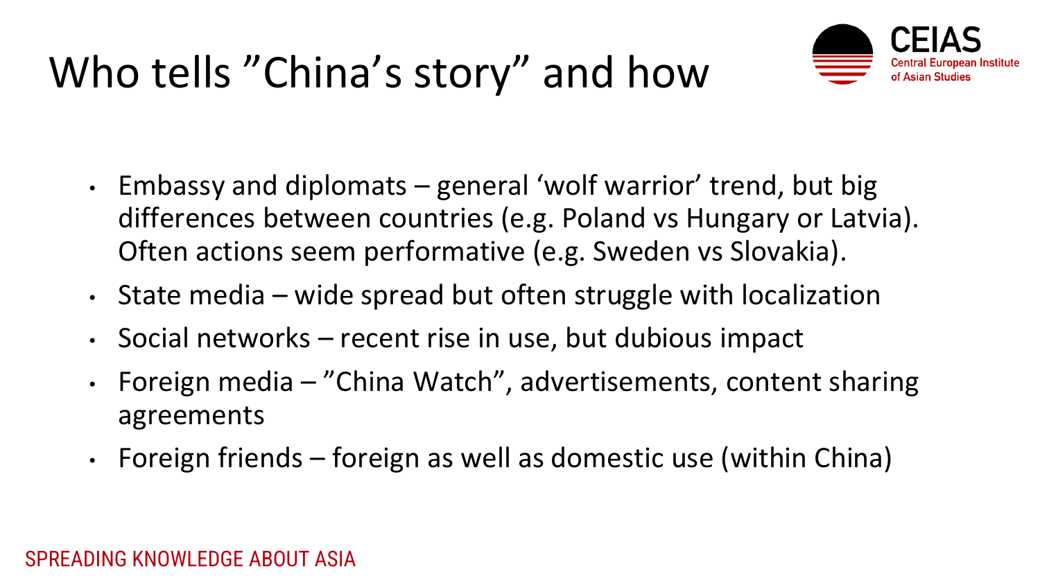# Who tells ”China's story” and how

- Embassy and diplomats – general 'wolf warrior' trend, but big differences between countries (e.g. Poland vs Hungary or Latvia). Often actions seem performative (e.g. Sweden vs Slovakia).
- State media – wide spread but often struggle with localization
- Social networks – recent rise in use, but dubious impact
- Foreign media – ”China Watch”, advertisements, content sharing agreements
- Foreign friends – foreign as well as domestic use (within China)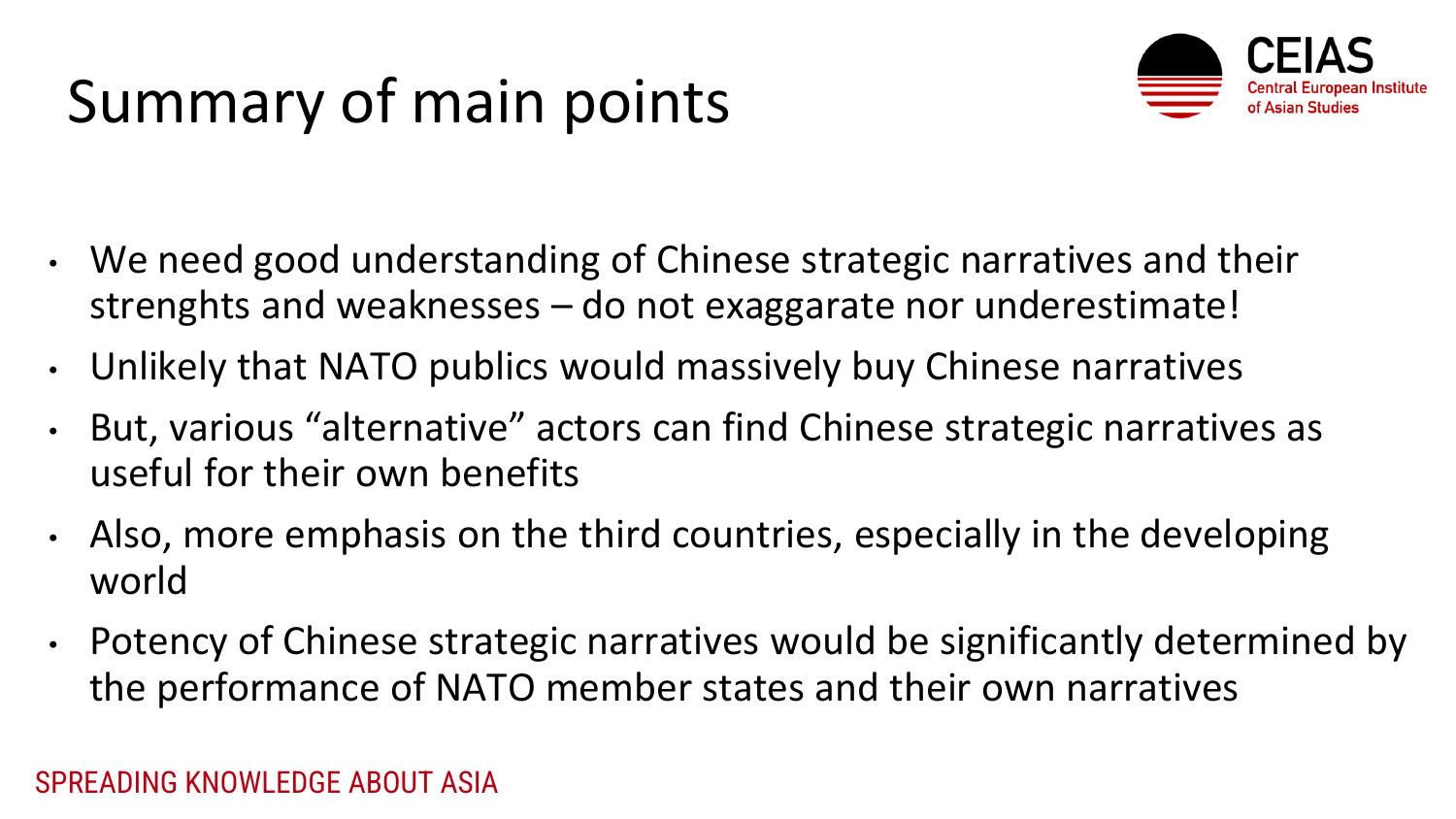# Summary of main points

- We need good understanding of Chinese strategic narratives and their strenghts and weaknesses – do not exaggarate nor underestimate!
- Unlikely that NATO publics would massively buy Chinese narratives
- But, various “alternative” actors can find Chinese strategic narratives as useful for their own benefits
- Also, more emphasis on the third countries, especially in the developing world
- Potency of Chinese strategic narratives would be significantly determined by the performance of NATO member states and their own narratives